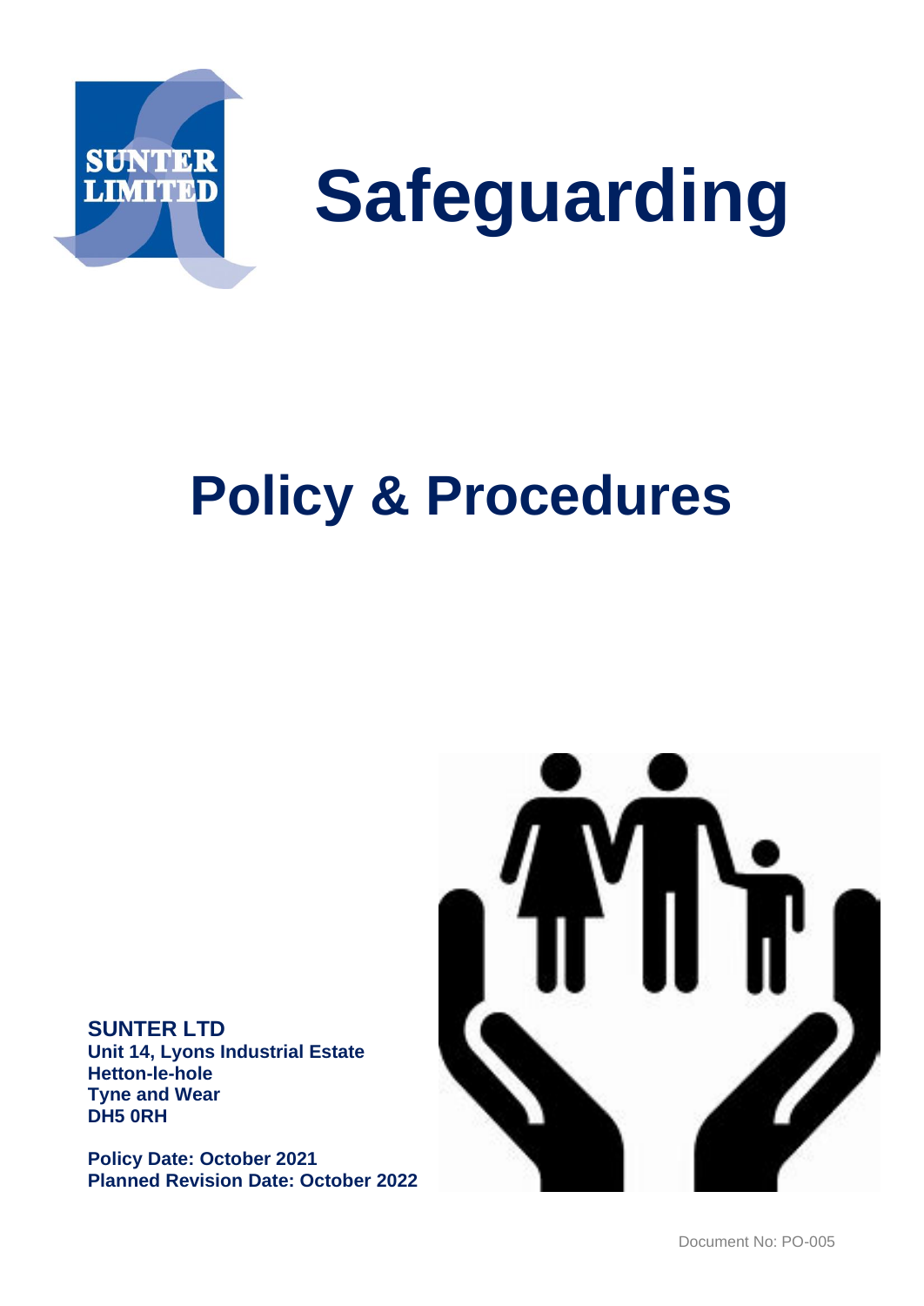SUNTER LIMITED

# Safeguarding

# Policy & Procedures

**SUNTER LTD**
**Unit 14, Lyons Industrial Estate**
**Hetton-le-hole**
**Tyne and Wear**
**DH5 0RH**

**Policy Date: October 2021**
**Planned Revision Date: October 2022**

Document No: PO-005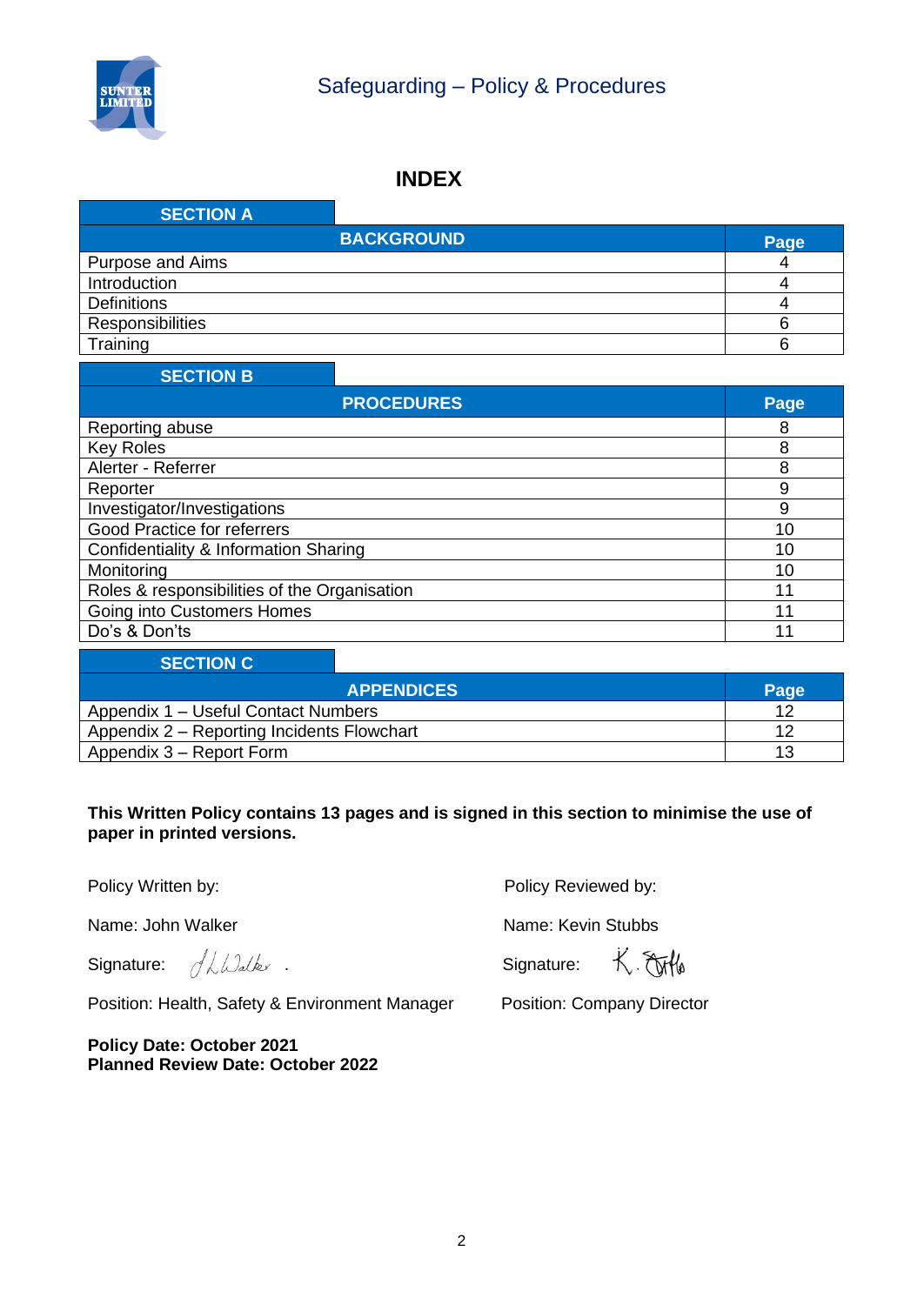# INDEX

## SECTION A

| BACKGROUND | Page |
|---|---|
| Purpose and Aims | 4 |
| Introduction | 4 |
| Definitions | 4 |
| Responsibilities | 6 |
| Training | 6 |

## SECTION B

| PROCEDURES | Page |
|---|---|
| Reporting abuse | 8 |
| Key Roles | 8 |
| Alerter - Referrer | 8 |
| Reporter | 9 |
| Investigator/Investigations | 9 |
| Good Practice for referrers | 10 |
| Confidentiality & Information Sharing | 10 |
| Monitoring | 10 |
| Roles & responsibilities of the Organisation | 11 |
| Going into Customers Homes | 11 |
| Do's & Don'ts | 11 |

## SECTION C

| APPENDICES | Page |
|---|---|
| Appendix 1 – Useful Contact Numbers | 12 |
| Appendix 2 – Reporting Incidents Flowchart | 12 |
| Appendix 3 – Report Form | 13 |

**This Written Policy contains 13 pages and is signed in this section to minimise the use of paper in printed versions.**

Policy Written by:

Name: John Walker

Signature: J L Walker .

Position: Health, Safety & Environment Manager

Policy Reviewed by:

Name: Kevin Stubbs

Signature: K. Stubbs

Position: Company Director

**Policy Date: October 2021**
**Planned Review Date: October 2022**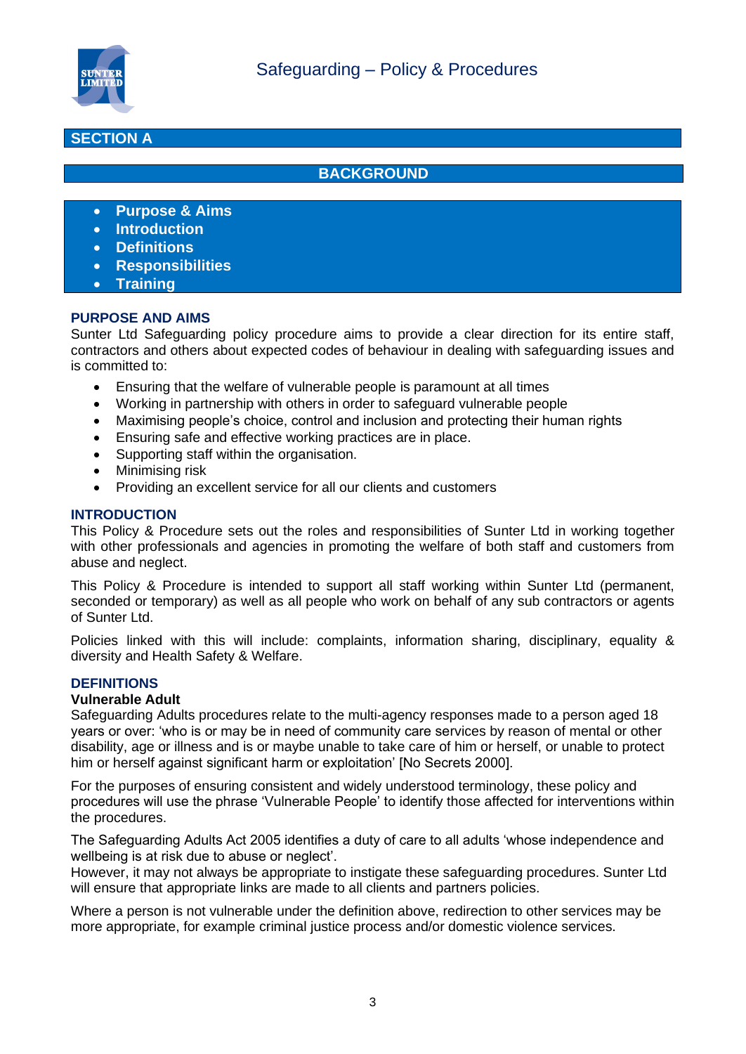## SECTION A

## BACKGROUND

- **Purpose & Aims**
- **Introduction**
- **Definitions**
- **Responsibilities**
- **Training**

### PURPOSE AND AIMS

Sunter Ltd Safeguarding policy procedure aims to provide a clear direction for its entire staff, contractors and others about expected codes of behaviour in dealing with safeguarding issues and is committed to:

- Ensuring that the welfare of vulnerable people is paramount at all times
- Working in partnership with others in order to safeguard vulnerable people
- Maximising people's choice, control and inclusion and protecting their human rights
- Ensuring safe and effective working practices are in place.
- Supporting staff within the organisation.
- Minimising risk
- Providing an excellent service for all our clients and customers

### INTRODUCTION

This Policy & Procedure sets out the roles and responsibilities of Sunter Ltd in working together with other professionals and agencies in promoting the welfare of both staff and customers from abuse and neglect.

This Policy & Procedure is intended to support all staff working within Sunter Ltd (permanent, seconded or temporary) as well as all people who work on behalf of any sub contractors or agents of Sunter Ltd.

Policies linked with this will include: complaints, information sharing, disciplinary, equality & diversity and Health Safety & Welfare.

### DEFINITIONS

**Vulnerable Adult**

Safeguarding Adults procedures relate to the multi-agency responses made to a person aged 18 years or over: 'who is or may be in need of community care services by reason of mental or other disability, age or illness and is or maybe unable to take care of him or herself, or unable to protect him or herself against significant harm or exploitation' [No Secrets 2000].

For the purposes of ensuring consistent and widely understood terminology, these policy and procedures will use the phrase 'Vulnerable People' to identify those affected for interventions within the procedures.

The Safeguarding Adults Act 2005 identifies a duty of care to all adults 'whose independence and wellbeing is at risk due to abuse or neglect'.
However, it may not always be appropriate to instigate these safeguarding procedures. Sunter Ltd will ensure that appropriate links are made to all clients and partners policies.

Where a person is not vulnerable under the definition above, redirection to other services may be more appropriate, for example criminal justice process and/or domestic violence services.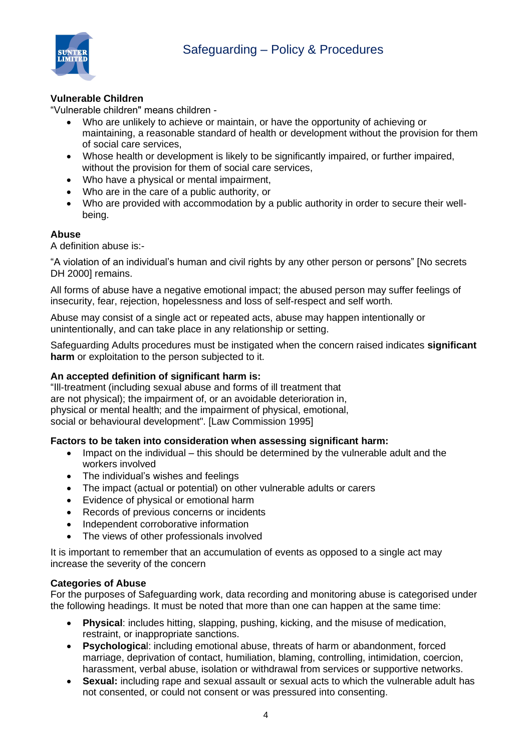**Vulnerable Children**

"Vulnerable children" means children -

- Who are unlikely to achieve or maintain, or have the opportunity of achieving or maintaining, a reasonable standard of health or development without the provision for them of social care services,
- Whose health or development is likely to be significantly impaired, or further impaired, without the provision for them of social care services,
- Who have a physical or mental impairment,
- Who are in the care of a public authority, or
- Who are provided with accommodation by a public authority in order to secure their well-being.

**Abuse**

A definition abuse is:-

"A violation of an individual's human and civil rights by any other person or persons" [No secrets DH 2000] remains.

All forms of abuse have a negative emotional impact; the abused person may suffer feelings of insecurity, fear, rejection, hopelessness and loss of self-respect and self worth.

Abuse may consist of a single act or repeated acts, abuse may happen intentionally or unintentionally, and can take place in any relationship or setting.

Safeguarding Adults procedures must be instigated when the concern raised indicates **significant harm** or exploitation to the person subjected to it.

**An accepted definition of significant harm is:**

"Ill-treatment (including sexual abuse and forms of ill treatment that are not physical); the impairment of, or an avoidable deterioration in, physical or mental health; and the impairment of physical, emotional, social or behavioural development". [Law Commission 1995]

**Factors to be taken into consideration when assessing significant harm:**

- Impact on the individual – this should be determined by the vulnerable adult and the workers involved
- The individual's wishes and feelings
- The impact (actual or potential) on other vulnerable adults or carers
- Evidence of physical or emotional harm
- Records of previous concerns or incidents
- Independent corroborative information
- The views of other professionals involved

It is important to remember that an accumulation of events as opposed to a single act may increase the severity of the concern

**Categories of Abuse**

For the purposes of Safeguarding work, data recording and monitoring abuse is categorised under the following headings. It must be noted that more than one can happen at the same time:

- **Physical**: includes hitting, slapping, pushing, kicking, and the misuse of medication, restraint, or inappropriate sanctions.
- **Psychological**: including emotional abuse, threats of harm or abandonment, forced marriage, deprivation of contact, humiliation, blaming, controlling, intimidation, coercion, harassment, verbal abuse, isolation or withdrawal from services or supportive networks.
- **Sexual:** including rape and sexual assault or sexual acts to which the vulnerable adult has not consented, or could not consent or was pressured into consenting.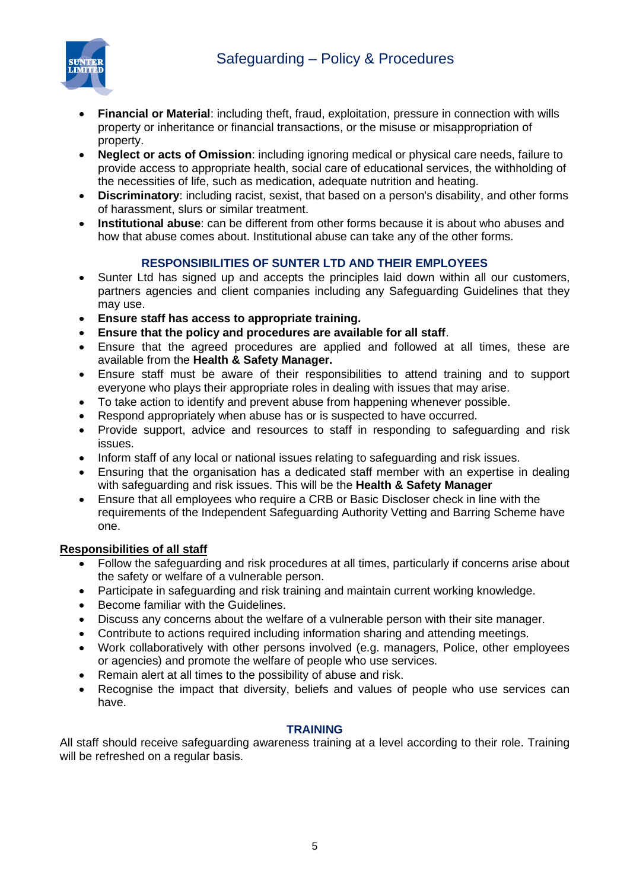- **Financial or Material**: including theft, fraud, exploitation, pressure in connection with wills property or inheritance or financial transactions, or the misuse or misappropriation of property.
- **Neglect or acts of Omission**: including ignoring medical or physical care needs, failure to provide access to appropriate health, social care of educational services, the withholding of the necessities of life, such as medication, adequate nutrition and heating.
- **Discriminatory**: including racist, sexist, that based on a person's disability, and other forms of harassment, slurs or similar treatment.
- **Institutional abuse**: can be different from other forms because it is about who abuses and how that abuse comes about. Institutional abuse can take any of the other forms.

## RESPONSIBILITIES OF SUNTER LTD AND THEIR EMPLOYEES

- Sunter Ltd has signed up and accepts the principles laid down within all our customers, partners agencies and client companies including any Safeguarding Guidelines that they may use.
- **Ensure staff has access to appropriate training.**
- **Ensure that the policy and procedures are available for all staff**.
- Ensure that the agreed procedures are applied and followed at all times, these are available from the **Health & Safety Manager.**
- Ensure staff must be aware of their responsibilities to attend training and to support everyone who plays their appropriate roles in dealing with issues that may arise.
- To take action to identify and prevent abuse from happening whenever possible.
- Respond appropriately when abuse has or is suspected to have occurred.
- Provide support, advice and resources to staff in responding to safeguarding and risk issues.
- Inform staff of any local or national issues relating to safeguarding and risk issues.
- Ensuring that the organisation has a dedicated staff member with an expertise in dealing with safeguarding and risk issues. This will be the **Health & Safety Manager**
- Ensure that all employees who require a CRB or Basic Discloser check in line with the requirements of the Independent Safeguarding Authority Vetting and Barring Scheme have one.

**Responsibilities of all staff**

- Follow the safeguarding and risk procedures at all times, particularly if concerns arise about the safety or welfare of a vulnerable person.
- Participate in safeguarding and risk training and maintain current working knowledge.
- Become familiar with the Guidelines.
- Discuss any concerns about the welfare of a vulnerable person with their site manager.
- Contribute to actions required including information sharing and attending meetings.
- Work collaboratively with other persons involved (e.g. managers, Police, other employees or agencies) and promote the welfare of people who use services.
- Remain alert at all times to the possibility of abuse and risk.
- Recognise the impact that diversity, beliefs and values of people who use services can have.

## TRAINING

All staff should receive safeguarding awareness training at a level according to their role. Training will be refreshed on a regular basis.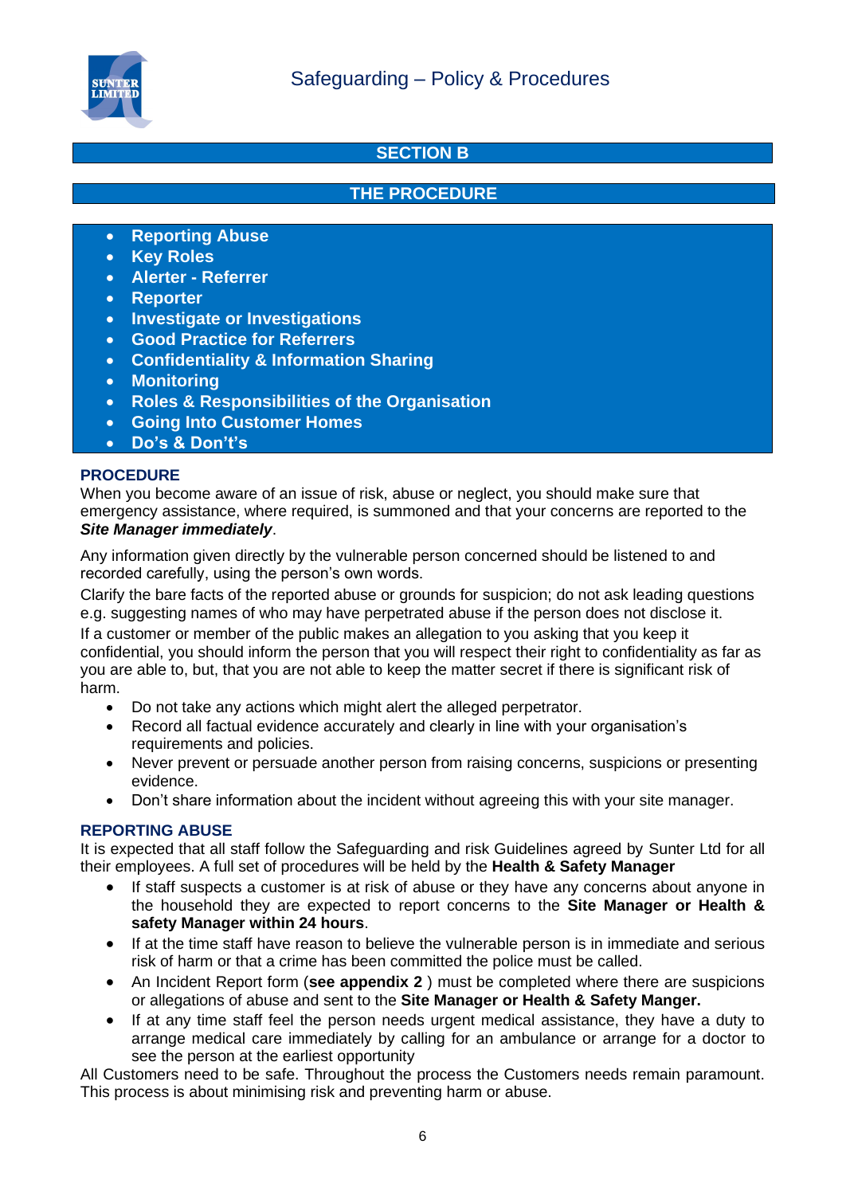## SECTION B

## THE PROCEDURE

- **Reporting Abuse**
- **Key Roles**
- **Alerter - Referrer**
- **Reporter**
- **Investigate or Investigations**
- **Good Practice for Referrers**
- **Confidentiality & Information Sharing**
- **Monitoring**
- **Roles & Responsibilities of the Organisation**
- **Going Into Customer Homes**
- **Do's & Don't's**

### PROCEDURE

When you become aware of an issue of risk, abuse or neglect, you should make sure that emergency assistance, where required, is summoned and that your concerns are reported to the ***Site Manager immediately***.

Any information given directly by the vulnerable person concerned should be listened to and recorded carefully, using the person's own words.

Clarify the bare facts of the reported abuse or grounds for suspicion; do not ask leading questions e.g. suggesting names of who may have perpetrated abuse if the person does not disclose it.

If a customer or member of the public makes an allegation to you asking that you keep it confidential, you should inform the person that you will respect their right to confidentiality as far as you are able to, but, that you are not able to keep the matter secret if there is significant risk of harm.

- Do not take any actions which might alert the alleged perpetrator.
- Record all factual evidence accurately and clearly in line with your organisation's requirements and policies.
- Never prevent or persuade another person from raising concerns, suspicions or presenting evidence.
- Don't share information about the incident without agreeing this with your site manager.

### REPORTING ABUSE

It is expected that all staff follow the Safeguarding and risk Guidelines agreed by Sunter Ltd for all their employees. A full set of procedures will be held by the **Health & Safety Manager**

- If staff suspects a customer is at risk of abuse or they have any concerns about anyone in the household they are expected to report concerns to the **Site Manager or Health & safety Manager within 24 hours**.
- If at the time staff have reason to believe the vulnerable person is in immediate and serious risk of harm or that a crime has been committed the police must be called.
- An Incident Report form (**see appendix 2** ) must be completed where there are suspicions or allegations of abuse and sent to the **Site Manager or Health & Safety Manger.**
- If at any time staff feel the person needs urgent medical assistance, they have a duty to arrange medical care immediately by calling for an ambulance or arrange for a doctor to see the person at the earliest opportunity

All Customers need to be safe. Throughout the process the Customers needs remain paramount. This process is about minimising risk and preventing harm or abuse.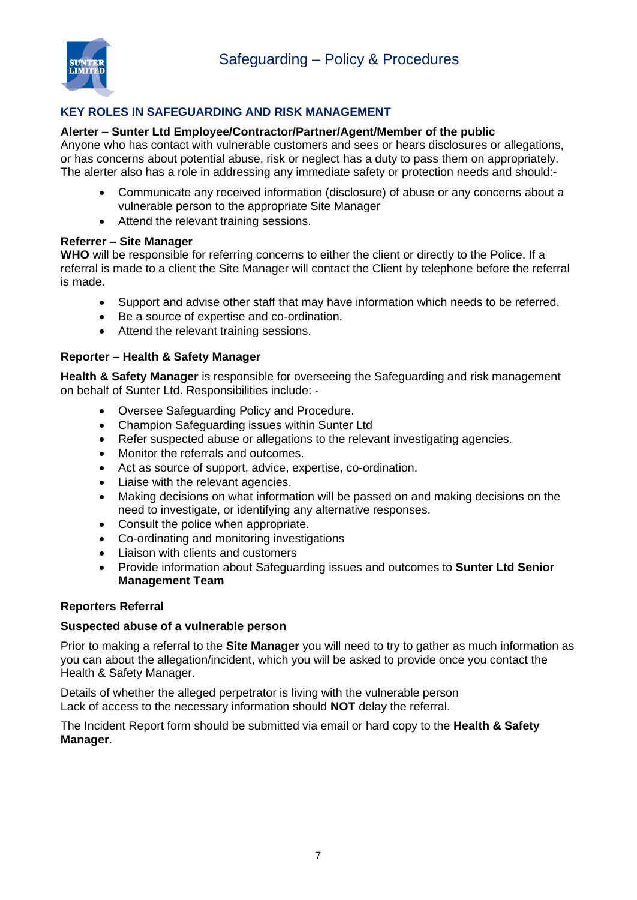## KEY ROLES IN SAFEGUARDING AND RISK MANAGEMENT

**Alerter – Sunter Ltd Employee/Contractor/Partner/Agent/Member of the public**
Anyone who has contact with vulnerable customers and sees or hears disclosures or allegations, or has concerns about potential abuse, risk or neglect has a duty to pass them on appropriately. The alerter also has a role in addressing any immediate safety or protection needs and should:-

- Communicate any received information (disclosure) of abuse or any concerns about a vulnerable person to the appropriate Site Manager
- Attend the relevant training sessions.

**Referrer – Site Manager**
**WHO** will be responsible for referring concerns to either the client or directly to the Police. If a referral is made to a client the Site Manager will contact the Client by telephone before the referral is made.

- Support and advise other staff that may have information which needs to be referred.
- Be a source of expertise and co-ordination.
- Attend the relevant training sessions.

**Reporter – Health & Safety Manager**

**Health & Safety Manager** is responsible for overseeing the Safeguarding and risk management on behalf of Sunter Ltd. Responsibilities include: -

- Oversee Safeguarding Policy and Procedure.
- Champion Safeguarding issues within Sunter Ltd
- Refer suspected abuse or allegations to the relevant investigating agencies.
- Monitor the referrals and outcomes.
- Act as source of support, advice, expertise, co-ordination.
- Liaise with the relevant agencies.
- Making decisions on what information will be passed on and making decisions on the need to investigate, or identifying any alternative responses.
- Consult the police when appropriate.
- Co-ordinating and monitoring investigations
- Liaison with clients and customers
- Provide information about Safeguarding issues and outcomes to **Sunter Ltd Senior Management Team**

**Reporters Referral**

**Suspected abuse of a vulnerable person**

Prior to making a referral to the **Site Manager** you will need to try to gather as much information as you can about the allegation/incident, which you will be asked to provide once you contact the Health & Safety Manager.

Details of whether the alleged perpetrator is living with the vulnerable person
Lack of access to the necessary information should **NOT** delay the referral.

The Incident Report form should be submitted via email or hard copy to the **Health & Safety Manager**.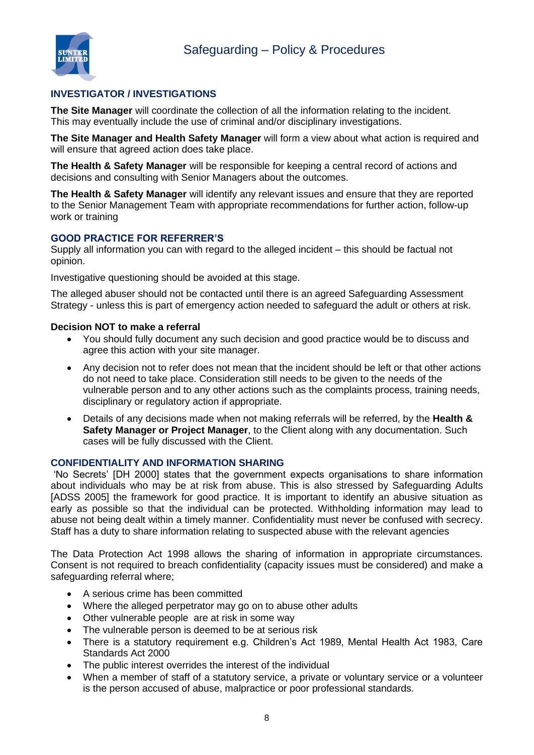## INVESTIGATOR / INVESTIGATIONS

**The Site Manager** will coordinate the collection of all the information relating to the incident. This may eventually include the use of criminal and/or disciplinary investigations.

**The Site Manager and Health Safety Manager** will form a view about what action is required and will ensure that agreed action does take place.

**The Health & Safety Manager** will be responsible for keeping a central record of actions and decisions and consulting with Senior Managers about the outcomes.

**The Health & Safety Manager** will identify any relevant issues and ensure that they are reported to the Senior Management Team with appropriate recommendations for further action, follow-up work or training

## GOOD PRACTICE FOR REFERRER'S

Supply all information you can with regard to the alleged incident – this should be factual not opinion.

Investigative questioning should be avoided at this stage.

The alleged abuser should not be contacted until there is an agreed Safeguarding Assessment Strategy - unless this is part of emergency action needed to safeguard the adult or others at risk.

### Decision NOT to make a referral

- You should fully document any such decision and good practice would be to discuss and agree this action with your site manager.
- Any decision not to refer does not mean that the incident should be left or that other actions do not need to take place. Consideration still needs to be given to the needs of the vulnerable person and to any other actions such as the complaints process, training needs, disciplinary or regulatory action if appropriate.
- Details of any decisions made when not making referrals will be referred, by the **Health & Safety Manager or Project Manager**, to the Client along with any documentation. Such cases will be fully discussed with the Client.

## CONFIDENTIALITY AND INFORMATION SHARING

'No Secrets' [DH 2000] states that the government expects organisations to share information about individuals who may be at risk from abuse. This is also stressed by Safeguarding Adults [ADSS 2005] the framework for good practice. It is important to identify an abusive situation as early as possible so that the individual can be protected. Withholding information may lead to abuse not being dealt within a timely manner. Confidentiality must never be confused with secrecy. Staff has a duty to share information relating to suspected abuse with the relevant agencies

The Data Protection Act 1998 allows the sharing of information in appropriate circumstances. Consent is not required to breach confidentiality (capacity issues must be considered) and make a safeguarding referral where;

- A serious crime has been committed
- Where the alleged perpetrator may go on to abuse other adults
- Other vulnerable people are at risk in some way
- The vulnerable person is deemed to be at serious risk
- There is a statutory requirement e.g. Children's Act 1989, Mental Health Act 1983, Care Standards Act 2000
- The public interest overrides the interest of the individual
- When a member of staff of a statutory service, a private or voluntary service or a volunteer is the person accused of abuse, malpractice or poor professional standards.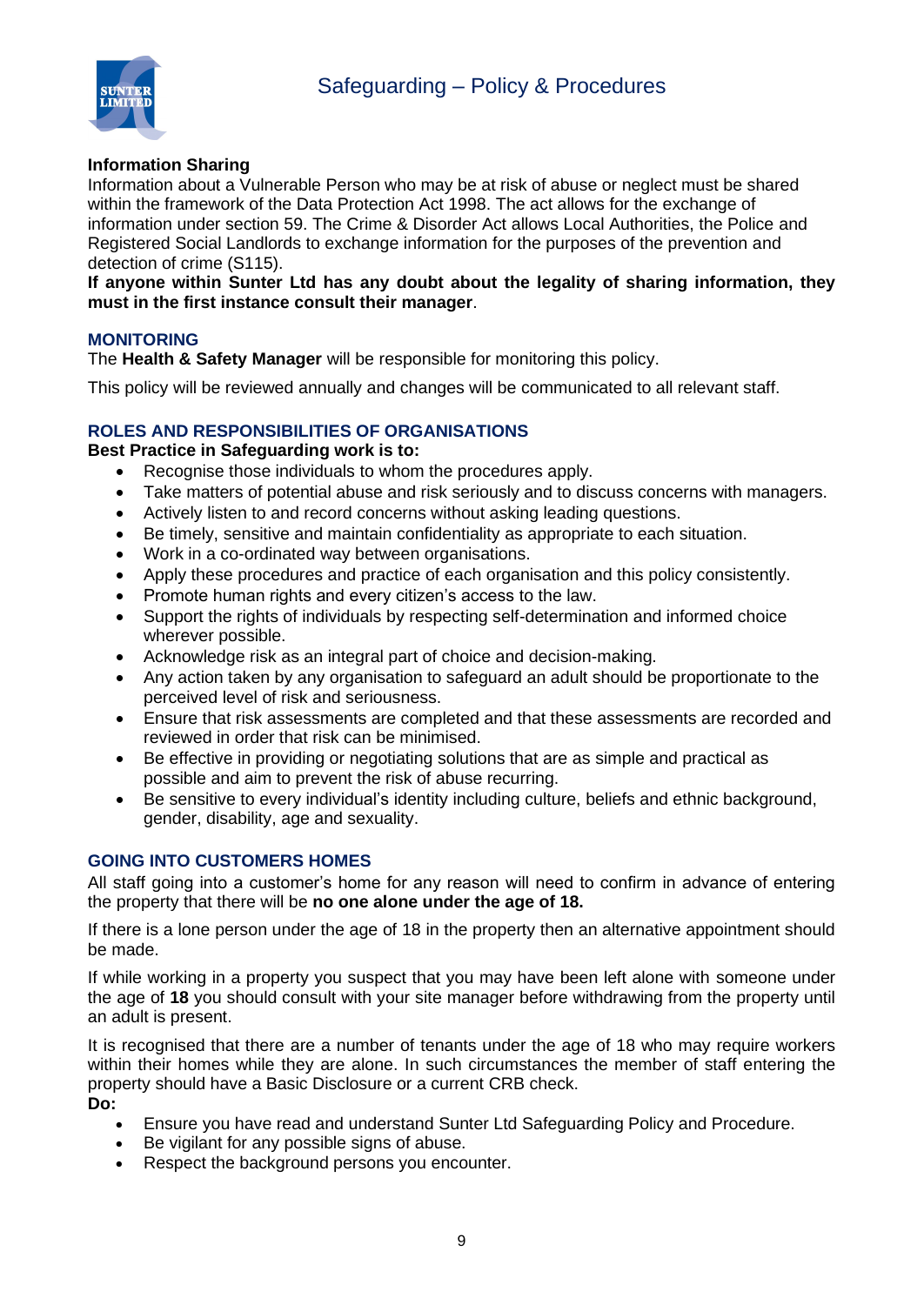**Information Sharing**

Information about a Vulnerable Person who may be at risk of abuse or neglect must be shared within the framework of the Data Protection Act 1998. The act allows for the exchange of information under section 59. The Crime & Disorder Act allows Local Authorities, the Police and Registered Social Landlords to exchange information for the purposes of the prevention and detection of crime (S115).

**If anyone within Sunter Ltd has any doubt about the legality of sharing information, they must in the first instance consult their manager**.

## MONITORING

The **Health & Safety Manager** will be responsible for monitoring this policy.

This policy will be reviewed annually and changes will be communicated to all relevant staff.

## ROLES AND RESPONSIBILITIES OF ORGANISATIONS

**Best Practice in Safeguarding work is to:**

- Recognise those individuals to whom the procedures apply.
- Take matters of potential abuse and risk seriously and to discuss concerns with managers.
- Actively listen to and record concerns without asking leading questions.
- Be timely, sensitive and maintain confidentiality as appropriate to each situation.
- Work in a co-ordinated way between organisations.
- Apply these procedures and practice of each organisation and this policy consistently.
- Promote human rights and every citizen's access to the law.
- Support the rights of individuals by respecting self-determination and informed choice wherever possible.
- Acknowledge risk as an integral part of choice and decision-making.
- Any action taken by any organisation to safeguard an adult should be proportionate to the perceived level of risk and seriousness.
- Ensure that risk assessments are completed and that these assessments are recorded and reviewed in order that risk can be minimised.
- Be effective in providing or negotiating solutions that are as simple and practical as possible and aim to prevent the risk of abuse recurring.
- Be sensitive to every individual's identity including culture, beliefs and ethnic background, gender, disability, age and sexuality.

## GOING INTO CUSTOMERS HOMES

All staff going into a customer's home for any reason will need to confirm in advance of entering the property that there will be **no one alone under the age of 18.**

If there is a lone person under the age of 18 in the property then an alternative appointment should be made.

If while working in a property you suspect that you may have been left alone with someone under the age of **18** you should consult with your site manager before withdrawing from the property until an adult is present.

It is recognised that there are a number of tenants under the age of 18 who may require workers within their homes while they are alone. In such circumstances the member of staff entering the property should have a Basic Disclosure or a current CRB check.

**Do:**

- Ensure you have read and understand Sunter Ltd Safeguarding Policy and Procedure.
- Be vigilant for any possible signs of abuse.
- Respect the background persons you encounter.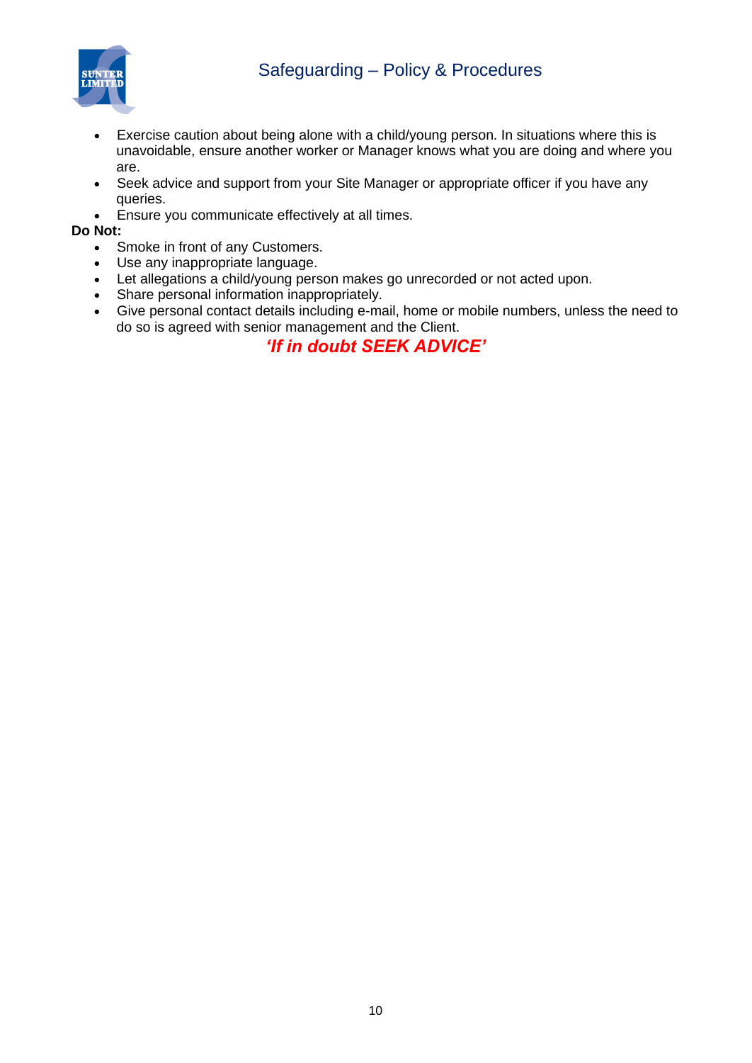- Exercise caution about being alone with a child/young person. In situations where this is unavoidable, ensure another worker or Manager knows what you are doing and where you are.
- Seek advice and support from your Site Manager or appropriate officer if you have any queries.
- Ensure you communicate effectively at all times.

**Do Not:**

- Smoke in front of any Customers.
- Use any inappropriate language.
- Let allegations a child/young person makes go unrecorded or not acted upon.
- Share personal information inappropriately.
- Give personal contact details including e-mail, home or mobile numbers, unless the need to do so is agreed with senior management and the Client.

***'If in doubt SEEK ADVICE'***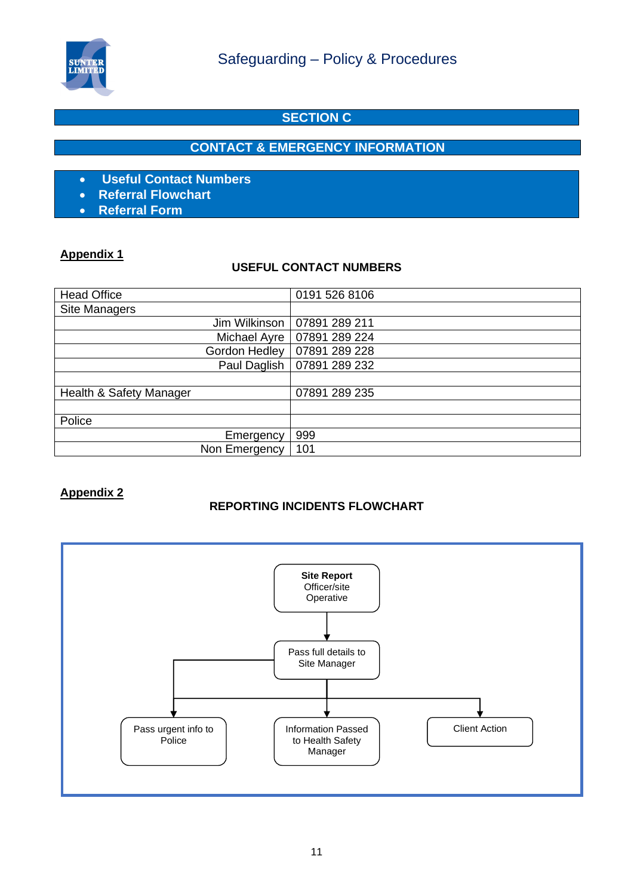## SECTION C

## CONTACT & EMERGENCY INFORMATION

- **Useful Contact Numbers**
- **Referral Flowchart**
- **Referral Form**

**Appendix 1**

### USEFUL CONTACT NUMBERS

| | |
|---|---|
| Head Office | 0191 526 8106 |
| Site Managers | |
| Jim Wilkinson | 07891 289 211 |
| Michael Ayre | 07891 289 224 |
| Gordon Hedley | 07891 289 228 |
| Paul Daglish | 07891 289 232 |
| | |
| Health & Safety Manager | 07891 289 235 |
| | |
| Police | |
| Emergency | 999 |
| Non Emergency | 101 |

**Appendix 2**

### REPORTING INCIDENTS FLOWCHART

**Site Report** Officer/site Operative

↓

Pass full details to Site Manager

↓

- Pass urgent info to Police
- Information Passed to Health Safety Manager
- Client Action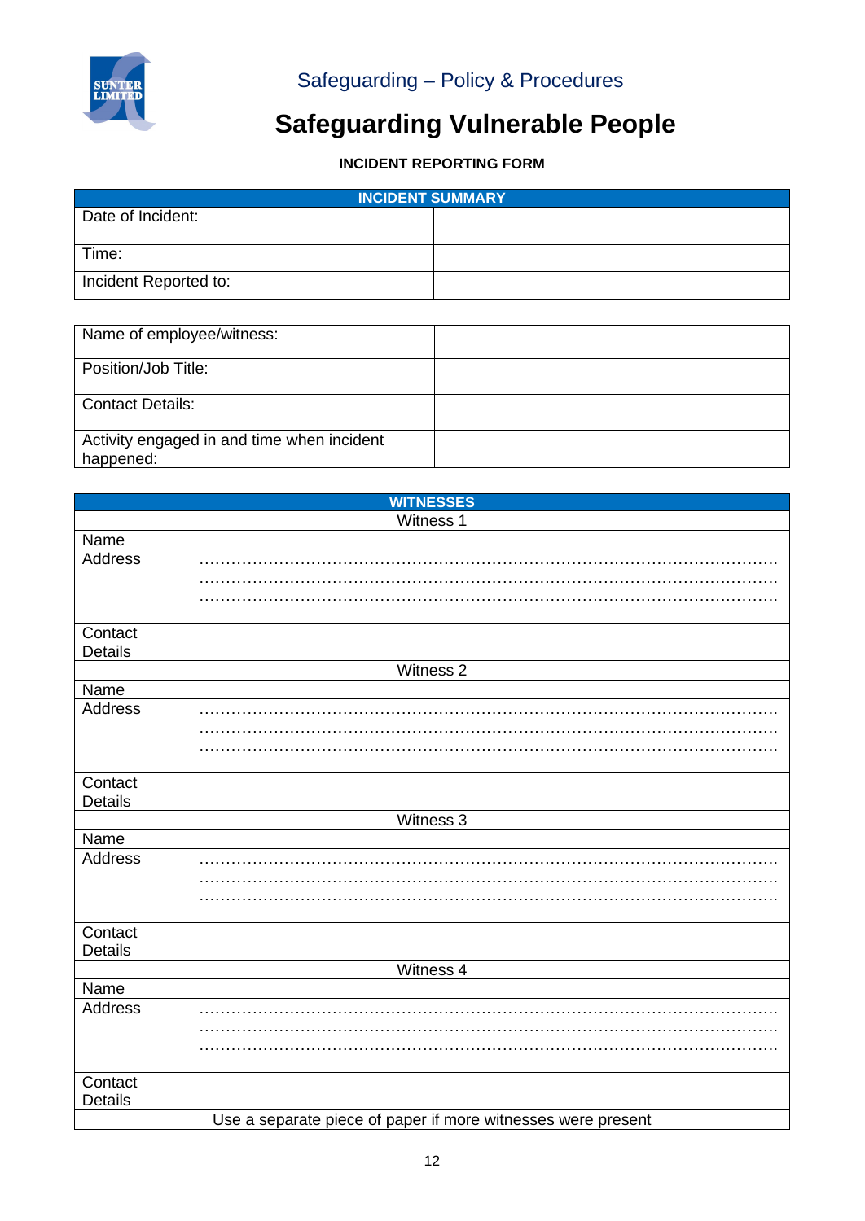Safeguarding – Policy & Procedures

# Safeguarding Vulnerable People

**INCIDENT REPORTING FORM**

| INCIDENT SUMMARY | |
|---|---|
| Date of Incident: | |
| Time: | |
| Incident Reported to: | |

| | |
|---|---|
| Name of employee/witness: | |
| Position/Job Title: | |
| Contact Details: | |
| Activity engaged in and time when incident happened: | |

| WITNESSES | |
|---|---|
| Witness 1 | |
| Name | |
| Address | …………………………………………………………………………………………… …………………………………………………………………………………………… …………………………………………………………………………………………… |
| Contact Details | |
| Witness 2 | |
| Name | |
| Address | …………………………………………………………………………………………… …………………………………………………………………………………………… …………………………………………………………………………………………… |
| Contact Details | |
| Witness 3 | |
| Name | |
| Address | …………………………………………………………………………………………… …………………………………………………………………………………………… …………………………………………………………………………………………… |
| Contact Details | |
| Witness 4 | |
| Name | |
| Address | …………………………………………………………………………………………… …………………………………………………………………………………………… …………………………………………………………………………………………… |
| Contact Details | |
| Use a separate piece of paper if more witnesses were present | |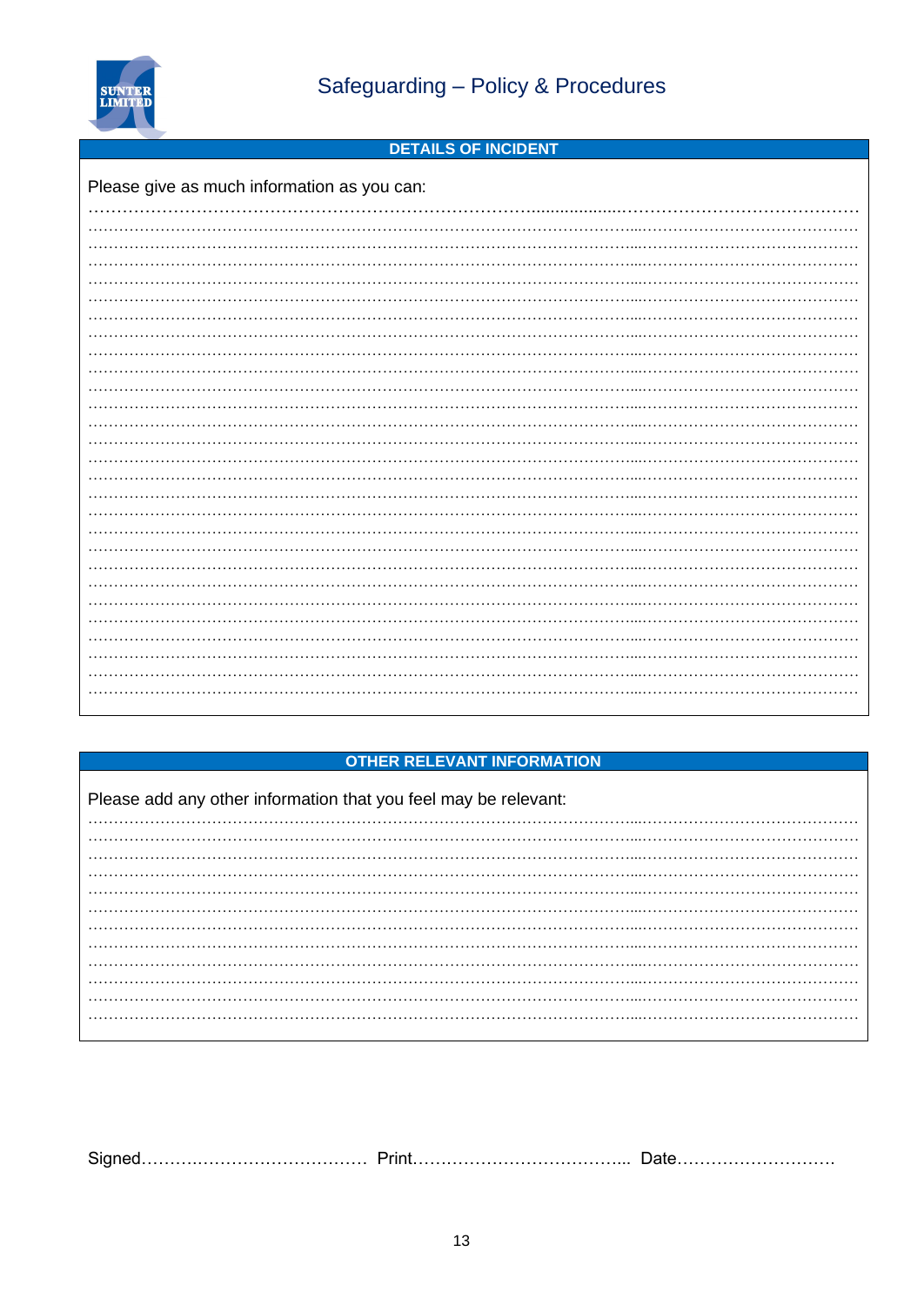## DETAILS OF INCIDENT

Please give as much information as you can:

……………………………………………………………………………………………………………………………………
……………………………………………………………………………………………………………………………………
……………………………………………………………………………………………………………………………………
……………………………………………………………………………………………………………………………………
……………………………………………………………………………………………………………………………………
……………………………………………………………………………………………………………………………………
……………………………………………………………………………………………………………………………………
……………………………………………………………………………………………………………………………………
……………………………………………………………………………………………………………………………………
……………………………………………………………………………………………………………………………………
……………………………………………………………………………………………………………………………………
……………………………………………………………………………………………………………………………………
……………………………………………………………………………………………………………………………………
……………………………………………………………………………………………………………………………………
……………………………………………………………………………………………………………………………………
……………………………………………………………………………………………………………………………………
……………………………………………………………………………………………………………………………………
……………………………………………………………………………………………………………………………………
……………………………………………………………………………………………………………………………………
……………………………………………………………………………………………………………………………………
……………………………………………………………………………………………………………………………………
……………………………………………………………………………………………………………………………………
……………………………………………………………………………………………………………………………………
……………………………………………………………………………………………………………………………………
……………………………………………………………………………………………………………………………………
……………………………………………………………………………………………………………………………………
……………………………………………………………………………………………………………………………………
……………………………………………………………………………………………………………………………………
……………………………………………………………………………………………………………………………………

## OTHER RELEVANT INFORMATION

Please add any other information that you feel may be relevant:

……………………………………………………………………………………………………………………………………
……………………………………………………………………………………………………………………………………
……………………………………………………………………………………………………………………………………
……………………………………………………………………………………………………………………………………
……………………………………………………………………………………………………………………………………
……………………………………………………………………………………………………………………………………
……………………………………………………………………………………………………………………………………
……………………………………………………………………………………………………………………………………
……………………………………………………………………………………………………………………………………
……………………………………………………………………………………………………………………………………
……………………………………………………………………………………………………………………………………
……………………………………………………………………………………………………………………………………

Signed………………………………… Print……………………………….. Date……………………….